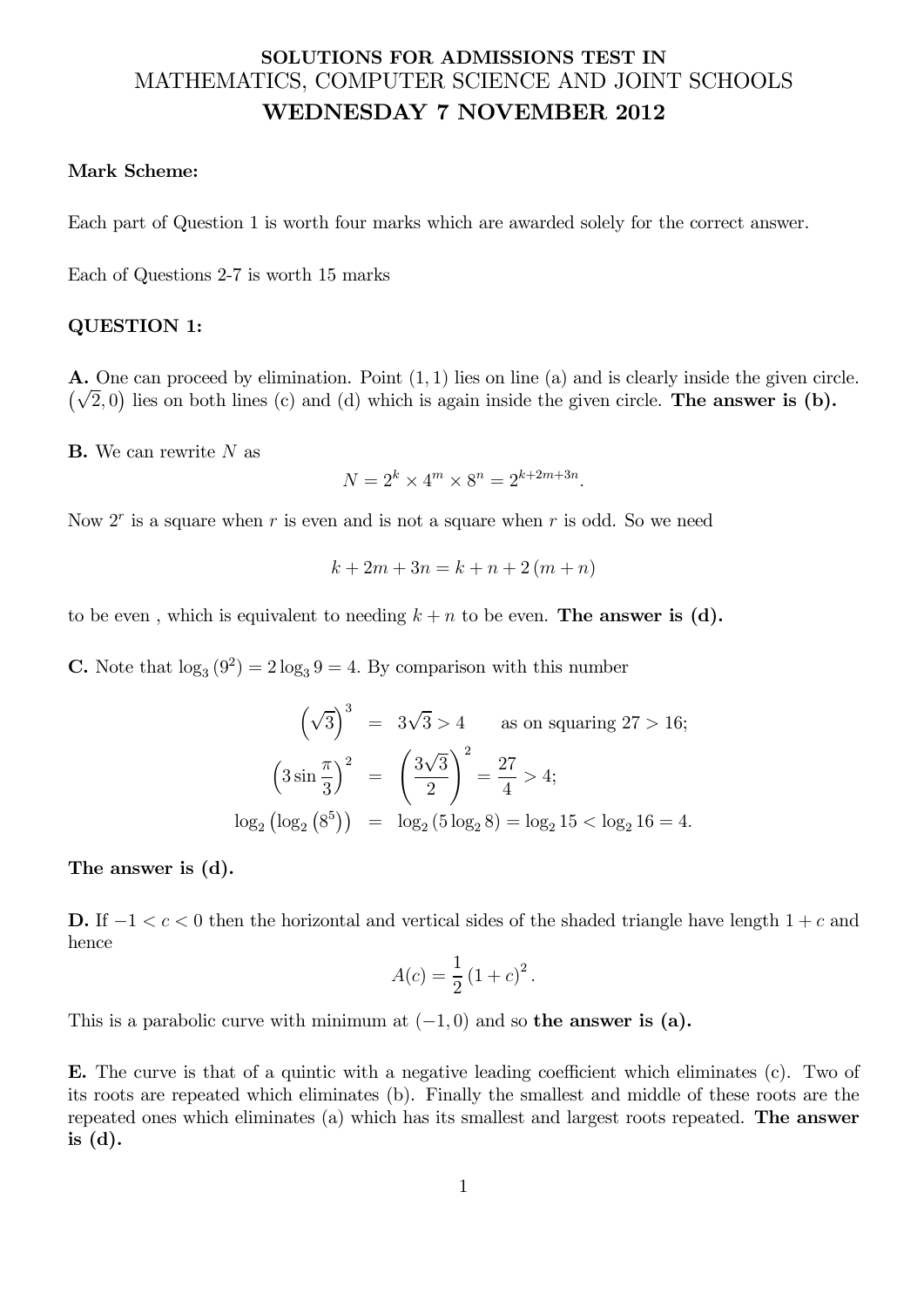**SOLUTIONS FOR ADMISSIONS TEST IN**

# MATHEMATICS, COMPUTER SCIENCE AND JOINT SCHOOLS

## WEDNESDAY 7 NOVEMBER 2012

**Mark Scheme:**

Each part of Question 1 is worth four marks which are awarded solely for the correct answer.

Each of Questions 2-7 is worth 15 marks

**QUESTION 1:**

**A.** One can proceed by elimination. Point $(1, 1)$ lies on line (a) and is clearly inside the given circle. $(\sqrt{2}, 0)$ lies on both lines (c) and (d) which is again inside the given circle. **The answer is (b).**

**B.** We can rewrite $N$ as

$$N = 2^k \times 4^m \times 8^n = 2^{k+2m+3n}.$$

Now $2^r$ is a square when $r$ is even and is not a square when $r$ is odd. So we need

$$k + 2m + 3n = k + n + 2(m + n)$$

to be even , which is equivalent to needing $k + n$ to be even. **The answer is (d).**

**C.** Note that $\log_3 (9^2) = 2 \log_3 9 = 4$. By comparison with this number

$$\begin{aligned}
\left(\sqrt{3}\right)^3 &= 3\sqrt{3} > 4 \qquad \text{as on squaring } 27 > 16; \\
\left(3 \sin \frac{\pi}{3}\right)^2 &= \left(\frac{3\sqrt{3}}{2}\right)^2 = \frac{27}{4} > 4; \\
\log_2 \left(\log_2 \left(8^5\right)\right) &= \log_2 (5 \log_2 8) = \log_2 15 < \log_2 16 = 4.
\end{aligned}$$

**The answer is (d).**

**D.** If $-1 < c < 0$ then the horizontal and vertical sides of the shaded triangle have length $1 + c$ and hence

$$A(c) = \frac{1}{2}(1 + c)^2.$$

This is a parabolic curve with minimum at $(-1, 0)$ and so **the answer is (a).**

**E.** The curve is that of a quintic with a negative leading coefficient which eliminates (c). Two of its roots are repeated which eliminates (b). Finally the smallest and middle of these roots are the repeated ones which eliminates (a) which has its smallest and largest roots repeated. **The answer is (d).**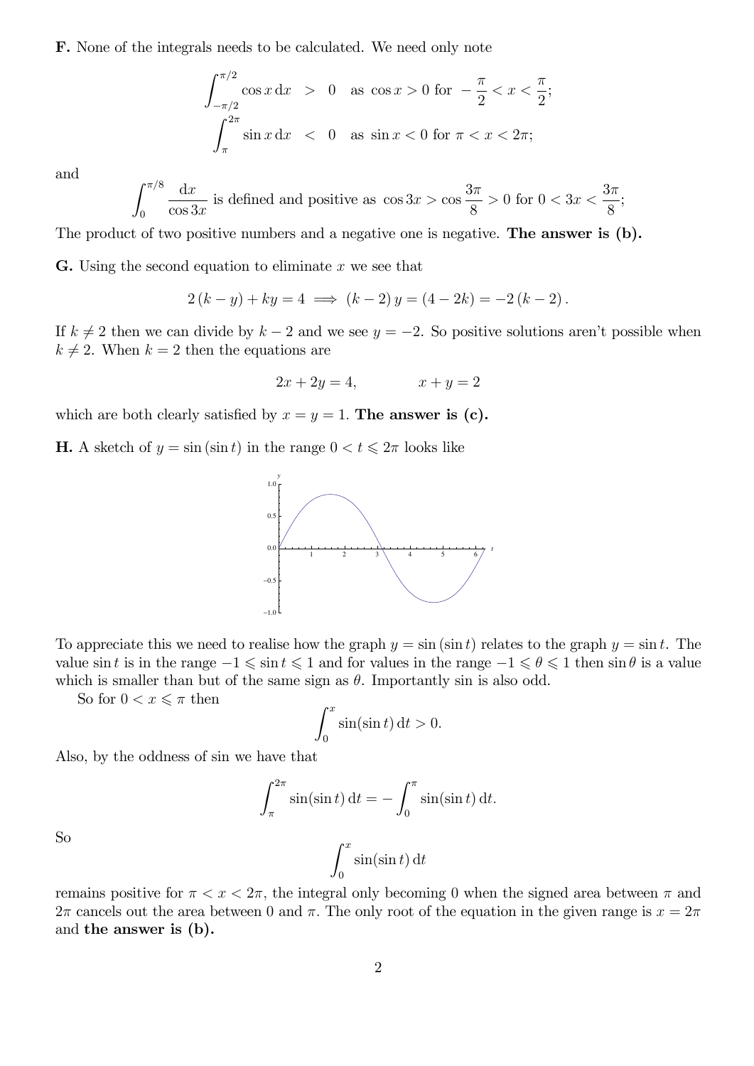**F.** None of the integrals needs to be calculated. We need only note

$$\int_{-\pi/2}^{\pi/2} \cos x \, \mathrm{d}x \quad > \quad 0 \quad \text{as } \cos x > 0 \text{ for } -\frac{\pi}{2} < x < \frac{\pi}{2};$$

$$\int_{\pi}^{2\pi} \sin x \, \mathrm{d}x \quad < \quad 0 \quad \text{as } \sin x < 0 \text{ for } \pi < x < 2\pi;$$

and

$$\int_0^{\pi/8} \frac{\mathrm{d}x}{\cos 3x} \text{ is defined and positive as } \cos 3x > \cos \frac{3\pi}{8} > 0 \text{ for } 0 < 3x < \frac{3\pi}{8};$$

The product of two positive numbers and a negative one is negative. **The answer is (b).**

**G.** Using the second equation to eliminate $x$ we see that

$$2(k-y) + ky = 4 \implies (k-2)\,y = (4-2k) = -2(k-2).$$

If $k \neq 2$ then we can divide by $k-2$ and we see $y = -2$. So positive solutions aren't possible when $k \neq 2$. When $k = 2$ then the equations are

$$2x + 2y = 4, \qquad\qquad x + y = 2$$

which are both clearly satisfied by $x = y = 1$. **The answer is (c).**

**H.** A sketch of $y = \sin(\sin t)$ in the range $0 < t \leqslant 2\pi$ looks like

To appreciate this we need to realise how the graph $y = \sin(\sin t)$ relates to the graph $y = \sin t$. The value $\sin t$ is in the range $-1 \leqslant \sin t \leqslant 1$ and for values in the range $-1 \leqslant \theta \leqslant 1$ then $\sin \theta$ is a value which is smaller than but of the same sign as $\theta$. Importantly sin is also odd.

So for $0 < x \leqslant \pi$ then

$$\int_0^x \sin(\sin t) \, \mathrm{d}t > 0.$$

Also, by the oddness of sin we have that

$$\int_{\pi}^{2\pi} \sin(\sin t) \, \mathrm{d}t = -\int_0^{\pi} \sin(\sin t) \, \mathrm{d}t.$$

So

$$\int_0^x \sin(\sin t) \, \mathrm{d}t$$

remains positive for $\pi < x < 2\pi$, the integral only becoming 0 when the signed area between $\pi$ and $2\pi$ cancels out the area between 0 and $\pi$. The only root of the equation in the given range is $x = 2\pi$ and **the answer is (b).**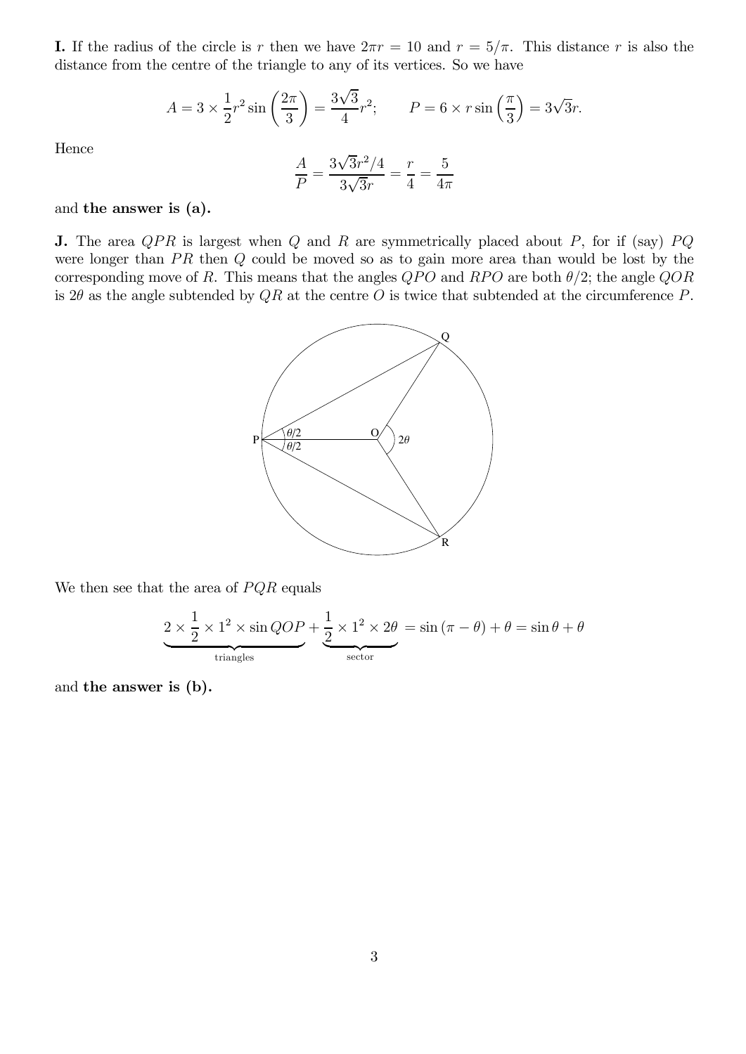**I.** If the radius of the circle is $r$ then we have $2\pi r = 10$ and $r = 5/\pi$. This distance $r$ is also the distance from the centre of the triangle to any of its vertices. So we have

$$A = 3 \times \frac{1}{2} r^2 \sin\left(\frac{2\pi}{3}\right) = \frac{3\sqrt{3}}{4} r^2; \qquad P = 6 \times r \sin\left(\frac{\pi}{3}\right) = 3\sqrt{3} r.$$

Hence

$$\frac{A}{P} = \frac{3\sqrt{3} r^2 / 4}{3\sqrt{3} r} = \frac{r}{4} = \frac{5}{4\pi}$$

and **the answer is (a).**

**J.** The area $QPR$ is largest when $Q$ and $R$ are symmetrically placed about $P$, for if (say) $PQ$ were longer than $PR$ then $Q$ could be moved so as to gain more area than would be lost by the corresponding move of $R$. This means that the angles $QPO$ and $RPO$ are both $\theta/2$; the angle $QOR$ is $2\theta$ as the angle subtended by $QR$ at the centre $O$ is twice that subtended at the circumference $P$.

We then see that the area of $PQR$ equals

$$\underbrace{2 \times \frac{1}{2} \times 1^2 \times \sin QOP}_{\text{triangles}} + \underbrace{\frac{1}{2} \times 1^2 \times 2\theta}_{\text{sector}} = \sin(\pi - \theta) + \theta = \sin\theta + \theta$$

and **the answer is (b).**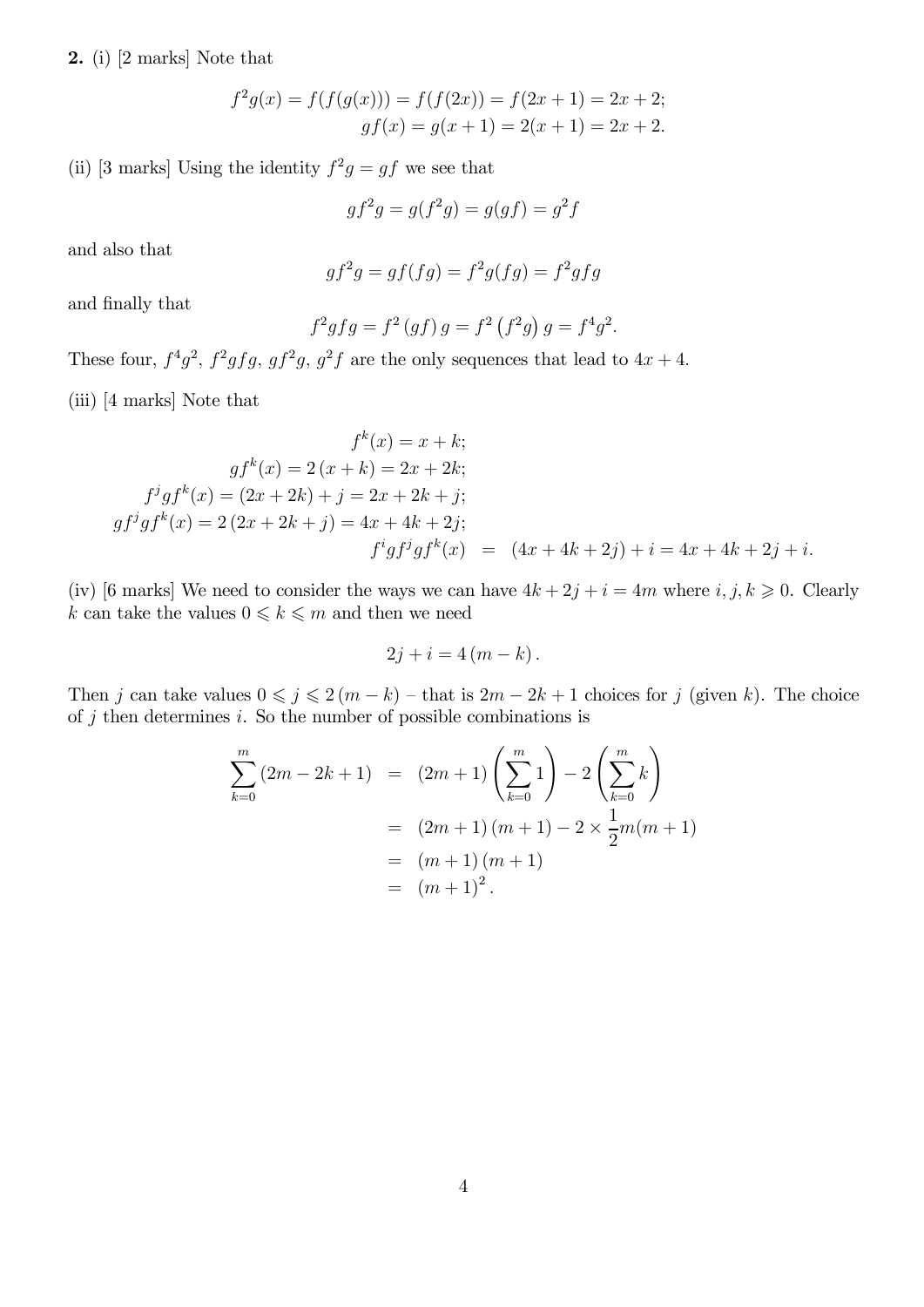**2.** (i) [2 marks] Note that

$$f^2g(x) = f(f(g(x))) = f(f(2x)) = f(2x+1) = 2x+2;$$
$$gf(x) = g(x+1) = 2(x+1) = 2x+2.$$

(ii) [3 marks] Using the identity $f^2g = gf$ we see that

$$gf^2g = g(f^2g) = g(gf) = g^2f$$

and also that

$$gf^2g = gf(fg) = f^2g(fg) = f^2gfg$$

and finally that

$$f^2gfg = f^2\left(gf\right)g = f^2\left(f^2g\right)g = f^4g^2.$$

These four, $f^4g^2$, $f^2gfg$, $gf^2g$, $g^2f$ are the only sequences that lead to $4x+4$.

(iii) [4 marks] Note that

$$\begin{aligned}
f^k(x) &= x+k; \\
gf^k(x) &= 2\left(x+k\right) = 2x+2k; \\
f^jgf^k(x) &= (2x+2k)+j = 2x+2k+j; \\
gf^jgf^k(x) &= 2\left(2x+2k+j\right) = 4x+4k+2j; \\
f^igf^jgf^k(x) &= (4x+4k+2j)+i = 4x+4k+2j+i.
\end{aligned}$$

(iv) [6 marks] We need to consider the ways we can have $4k+2j+i = 4m$ where $i, j, k \geqslant 0$. Clearly $k$ can take the values $0 \leqslant k \leqslant m$ and then we need

$$2j + i = 4\left(m-k\right).$$

Then $j$ can take values $0 \leqslant j \leqslant 2\left(m-k\right)$ – that is $2m-2k+1$ choices for $j$ (given $k$). The choice of $j$ then determines $i$. So the number of possible combinations is

$$\begin{aligned}
\sum_{k=0}^{m}\left(2m-2k+1\right) &= \left(2m+1\right)\left(\sum_{k=0}^{m}1\right) - 2\left(\sum_{k=0}^{m}k\right) \\
&= \left(2m+1\right)\left(m+1\right) - 2\times\frac{1}{2}m(m+1) \\
&= \left(m+1\right)\left(m+1\right) \\
&= \left(m+1\right)^2.
\end{aligned}$$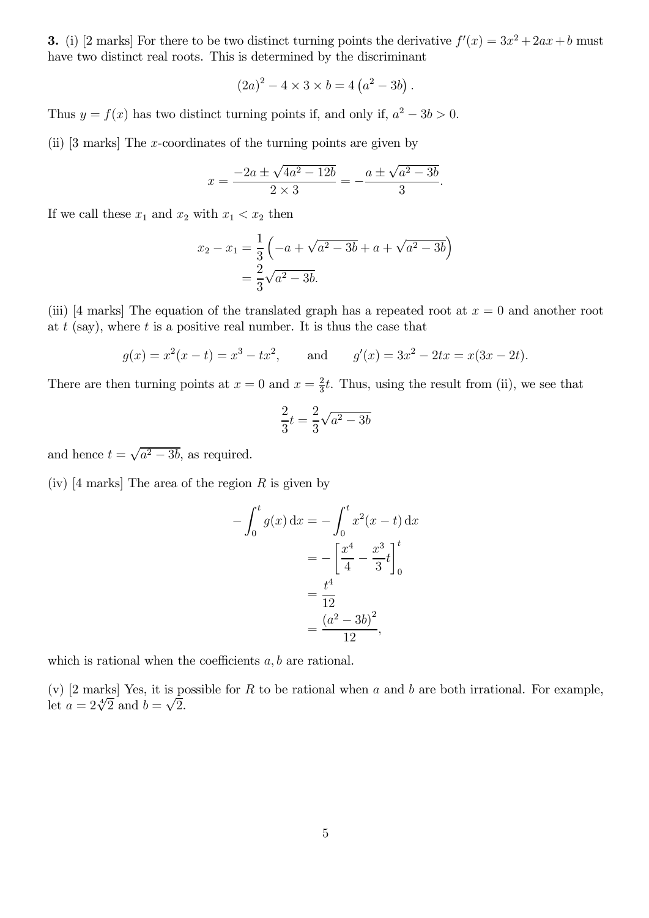**3.** (i) [2 marks] For there to be two distinct turning points the derivative $f'(x) = 3x^2 + 2ax + b$ must have two distinct real roots. This is determined by the discriminant

$$(2a)^2 - 4 \times 3 \times b = 4\left(a^2 - 3b\right).$$

Thus $y = f(x)$ has two distinct turning points if, and only if, $a^2 - 3b > 0$.

(ii) [3 marks] The $x$-coordinates of the turning points are given by

$$x = \frac{-2a \pm \sqrt{4a^2 - 12b}}{2 \times 3} = -\frac{a \pm \sqrt{a^2 - 3b}}{3}.$$

If we call these $x_1$ and $x_2$ with $x_1 < x_2$ then

$$\begin{aligned} x_2 - x_1 &= \frac{1}{3}\left(-a + \sqrt{a^2 - 3b} + a + \sqrt{a^2 - 3b}\right) \\ &= \frac{2}{3}\sqrt{a^2 - 3b}. \end{aligned}$$

(iii) [4 marks] The equation of the translated graph has a repeated root at $x = 0$ and another root at $t$ (say), where $t$ is a positive real number. It is thus the case that

$$g(x) = x^2(x - t) = x^3 - tx^2, \qquad \text{and} \qquad g'(x) = 3x^2 - 2tx = x(3x - 2t).$$

There are then turning points at $x = 0$ and $x = \frac{2}{3}t$. Thus, using the result from (ii), we see that

$$\frac{2}{3}t = \frac{2}{3}\sqrt{a^2 - 3b}$$

and hence $t = \sqrt{a^2 - 3b}$, as required.

(iv) [4 marks] The area of the region $R$ is given by

$$\begin{aligned} -\int_0^t g(x)\,\mathrm{d}x &= -\int_0^t x^2(x - t)\,\mathrm{d}x \\ &= -\left[\frac{x^4}{4} - \frac{x^3}{3}t\right]_0^t \\ &= \frac{t^4}{12} \\ &= \frac{\left(a^2 - 3b\right)^2}{12}, \end{aligned}$$

which is rational when the coefficients $a, b$ are rational.

(v) [2 marks] Yes, it is possible for $R$ to be rational when $a$ and $b$ are both irrational. For example, let $a = 2\sqrt[4]{2}$ and $b = \sqrt{2}$.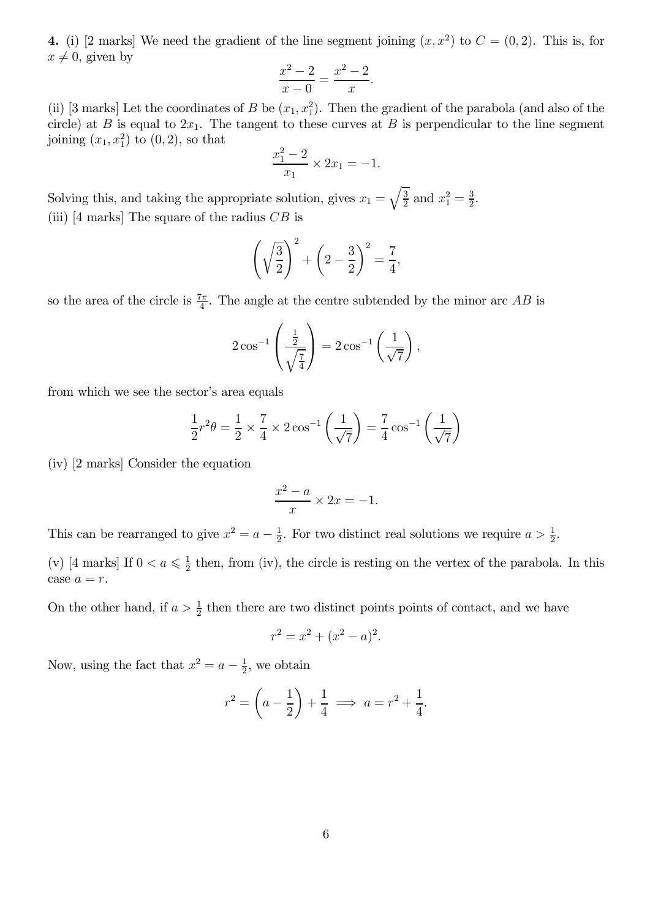**4.** (i) [2 marks] We need the gradient of the line segment joining $(x, x^2)$ to $C = (0, 2)$. This is, for $x \neq 0$, given by

$$\frac{x^2 - 2}{x - 0} = \frac{x^2 - 2}{x}.$$

(ii) [3 marks] Let the coordinates of $B$ be $(x_1, x_1^2)$. Then the gradient of the parabola (and also of the circle) at $B$ is equal to $2x_1$. The tangent to these curves at $B$ is perpendicular to the line segment joining $(x_1, x_1^2)$ to $(0, 2)$, so that

$$\frac{x_1^2 - 2}{x_1} \times 2x_1 = -1.$$

Solving this, and taking the appropriate solution, gives $x_1 = \sqrt{\frac{3}{2}}$ and $x_1^2 = \frac{3}{2}$.

(iii) [4 marks] The square of the radius $CB$ is

$$\left(\sqrt{\frac{3}{2}}\right)^2 + \left(2 - \frac{3}{2}\right)^2 = \frac{7}{4},$$

so the area of the circle is $\frac{7\pi}{4}$. The angle at the centre subtended by the minor arc $AB$ is

$$2\cos^{-1}\left(\frac{\frac{1}{2}}{\sqrt{\frac{7}{4}}}\right) = 2\cos^{-1}\left(\frac{1}{\sqrt{7}}\right),$$

from which we see the sector's area equals

$$\frac{1}{2}r^2\theta = \frac{1}{2} \times \frac{7}{4} \times 2\cos^{-1}\left(\frac{1}{\sqrt{7}}\right) = \frac{7}{4}\cos^{-1}\left(\frac{1}{\sqrt{7}}\right)$$

(iv) [2 marks] Consider the equation

$$\frac{x^2 - a}{x} \times 2x = -1.$$

This can be rearranged to give $x^2 = a - \frac{1}{2}$. For two distinct real solutions we require $a > \frac{1}{2}$.

(v) [4 marks] If $0 < a \leqslant \frac{1}{2}$ then, from (iv), the circle is resting on the vertex of the parabola. In this case $a = r$.

On the other hand, if $a > \frac{1}{2}$ then there are two distinct points points of contact, and we have

$$r^2 = x^2 + (x^2 - a)^2.$$

Now, using the fact that $x^2 = a - \frac{1}{2}$, we obtain

$$r^2 = \left(a - \frac{1}{2}\right) + \frac{1}{4} \implies a = r^2 + \frac{1}{4}.$$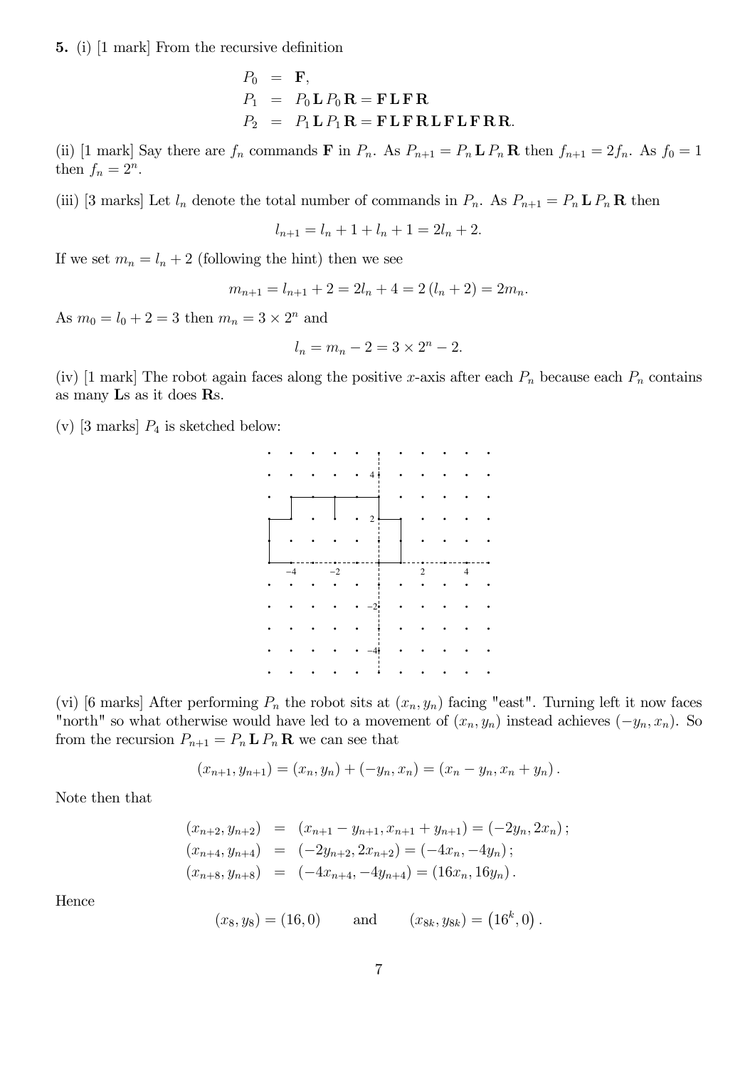**5.** (i) [1 mark] From the recursive definition

$$
\begin{aligned}
P_0 &= \mathbf{F}, \\
P_1 &= P_0\,\mathbf{L}\,P_0\,\mathbf{R} = \mathbf{F\,L\,F\,R} \\
P_2 &= P_1\,\mathbf{L}\,P_1\,\mathbf{R} = \mathbf{F\,L\,F\,R\,L\,F\,L\,F\,R\,R}.
\end{aligned}
$$

(ii) [1 mark] Say there are $f_n$ commands $\mathbf{F}$ in $P_n$. As $P_{n+1} = P_n\,\mathbf{L}\,P_n\,\mathbf{R}$ then $f_{n+1} = 2f_n$. As $f_0 = 1$ then $f_n = 2^n$.

(iii) [3 marks] Let $l_n$ denote the total number of commands in $P_n$. As $P_{n+1} = P_n\,\mathbf{L}\,P_n\,\mathbf{R}$ then

$$l_{n+1} = l_n + 1 + l_n + 1 = 2l_n + 2.$$

If we set $m_n = l_n + 2$ (following the hint) then we see

$$m_{n+1} = l_{n+1} + 2 = 2l_n + 4 = 2\,(l_n + 2) = 2m_n.$$

As $m_0 = l_0 + 2 = 3$ then $m_n = 3 \times 2^n$ and

$$l_n = m_n - 2 = 3 \times 2^n - 2.$$

(iv) [1 mark] The robot again faces along the positive $x$-axis after each $P_n$ because each $P_n$ contains as many **L**s as it does **R**s.

(v) [3 marks] $P_4$ is sketched below:

(vi) [6 marks] After performing $P_n$ the robot sits at $(x_n, y_n)$ facing "east". Turning left it now faces "north" so what otherwise would have led to a movement of $(x_n, y_n)$ instead achieves $(-y_n, x_n)$. So from the recursion $P_{n+1} = P_n\,\mathbf{L}\,P_n\,\mathbf{R}$ we can see that

$$(x_{n+1}, y_{n+1}) = (x_n, y_n) + (-y_n, x_n) = (x_n - y_n, x_n + y_n).$$

Note then that

$$
\begin{aligned}
(x_{n+2}, y_{n+2}) &= (x_{n+1} - y_{n+1}, x_{n+1} + y_{n+1}) = (-2y_n, 2x_n); \\
(x_{n+4}, y_{n+4}) &= (-2y_{n+2}, 2x_{n+2}) = (-4x_n, -4y_n); \\
(x_{n+8}, y_{n+8}) &= (-4x_{n+4}, -4y_{n+4}) = (16x_n, 16y_n).
\end{aligned}
$$

Hence

$$(x_8, y_8) = (16, 0) \qquad \text{and} \qquad (x_{8k}, y_{8k}) = \left(16^k, 0\right).$$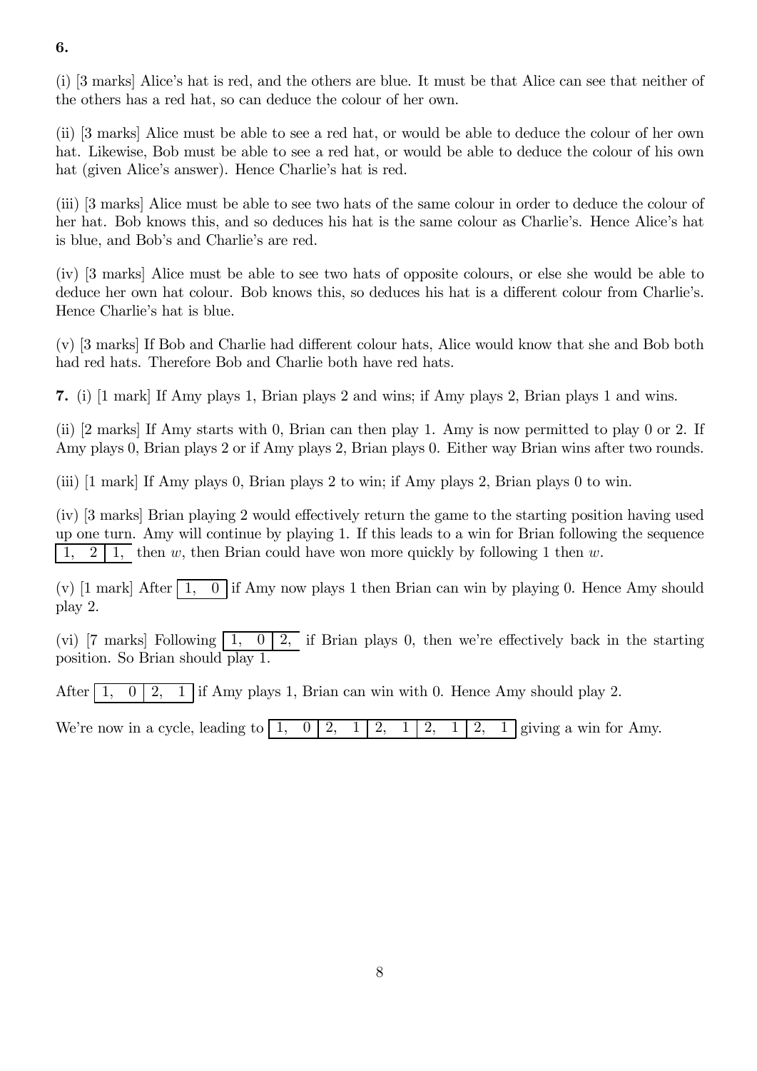**6.**

(i) [3 marks] Alice's hat is red, and the others are blue. It must be that Alice can see that neither of the others has a red hat, so can deduce the colour of her own.

(ii) [3 marks] Alice must be able to see a red hat, or would be able to deduce the colour of her own hat. Likewise, Bob must be able to see a red hat, or would be able to deduce the colour of his own hat (given Alice's answer). Hence Charlie's hat is red.

(iii) [3 marks] Alice must be able to see two hats of the same colour in order to deduce the colour of her hat. Bob knows this, and so deduces his hat is the same colour as Charlie's. Hence Alice's hat is blue, and Bob's and Charlie's are red.

(iv) [3 marks] Alice must be able to see two hats of opposite colours, or else she would be able to deduce her own hat colour. Bob knows this, so deduces his hat is a different colour from Charlie's. Hence Charlie's hat is blue.

(v) [3 marks] If Bob and Charlie had different colour hats, Alice would know that she and Bob both had red hats. Therefore Bob and Charlie both have red hats.

**7.** (i) [1 mark] If Amy plays 1, Brian plays 2 and wins; if Amy plays 2, Brian plays 1 and wins.

(ii) [2 marks] If Amy starts with 0, Brian can then play 1. Amy is now permitted to play 0 or 2. If Amy plays 0, Brian plays 2 or if Amy plays 2, Brian plays 0. Either way Brian wins after two rounds.

(iii) [1 mark] If Amy plays 0, Brian plays 2 to win; if Amy plays 2, Brian plays 0 to win.

(iv) [3 marks] Brian playing 2 would effectively return the game to the starting position having used up one turn. Amy will continue by playing 1. If this leads to a win for Brian following the sequence | 1, 2 | 1, then $w$, then Brian could have won more quickly by following 1 then $w$.

(v) [1 mark] After | 1, 0 | if Amy now plays 1 then Brian can win by playing 0. Hence Amy should play 2.

(vi) [7 marks] Following | 1, 0 | 2, if Brian plays 0, then we're effectively back in the starting position. So Brian should play 1.

After | 1, 0 | 2, 1 | if Amy plays 1, Brian can win with 0. Hence Amy should play 2.

We're now in a cycle, leading to | 1, 0 | 2, 1 | 2, 1 | 2, 1 | 2, 1 | giving a win for Amy.